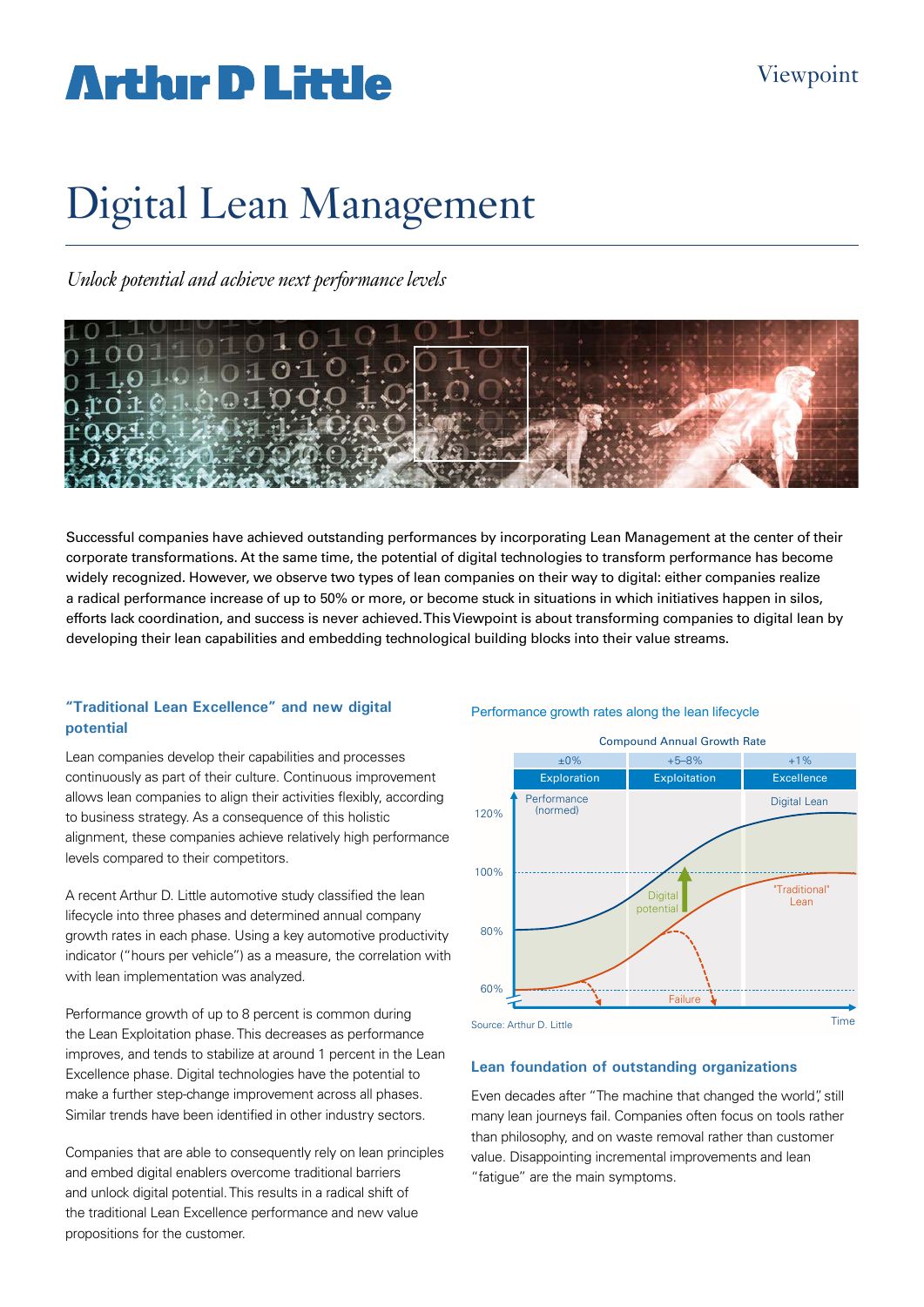# Digital Lean Management

*Unlock potential and achieve next performance levels*

Successful companies have achieved outstanding performances by incorporating Lean Management at the center of their corporate transformations. At the same time, the potential of digital technologies to transform performance has become widely recognized. However, we observe two types of lean companies on their way to digital: either companies realize a radical performance increase of up to 50% or more, or become stuck in situations in which initiatives happen in silos, efforts lack coordination, and success is never achieved. This Viewpoint is about transforming companies to digital lean by developing their lean capabilities and embedding technological building blocks into their value streams.

## "Traditional Lean Excellence" and new digital potential

Lean companies develop their capabilities and processes continuously as part of their culture. Continuous improvement allows lean companies to align their activities flexibly, according to business strategy. As a consequence of this holistic alignment, these companies achieve relatively high performance levels compared to their competitors.

A recent Arthur D. Little automotive study classified the lean lifecycle into three phases and determined annual company growth rates in each phase. Using a key automotive productivity indicator ("hours per vehicle") as a measure, the correlation with with lean implementation was analyzed.

Performance growth of up to 8 percent is common during the Lean Exploitation phase. This decreases as performance improves, and tends to stabilize at around 1 percent in the Lean Excellence phase. Digital technologies have the potential to make a further step-change improvement across all phases. Similar trends have been identified in other industry sectors.

Companies that are able to consequently rely on lean principles and embed digital enablers overcome traditional barriers and unlock digital potential. This results in a radical shift of the traditional Lean Excellence performance and new value propositions for the customer.

Performance growth rates along the lean lifecycle

Compound Annual Growth Rate

| ±0% | +5–8% | +1% |
|---|---|---|
| Exploration | Exploitation | Excellence |

Performance (normed): 120%, 100%, 80%, 60% — Time

Digital Lean; Digital potential; "Traditional" Lean; Failure

Source: Arthur D. Little

## Lean foundation of outstanding organizations

Even decades after "The machine that changed the world", still many lean journeys fail. Companies often focus on tools rather than philosophy, and on waste removal rather than customer value. Disappointing incremental improvements and lean "fatigue" are the main symptoms.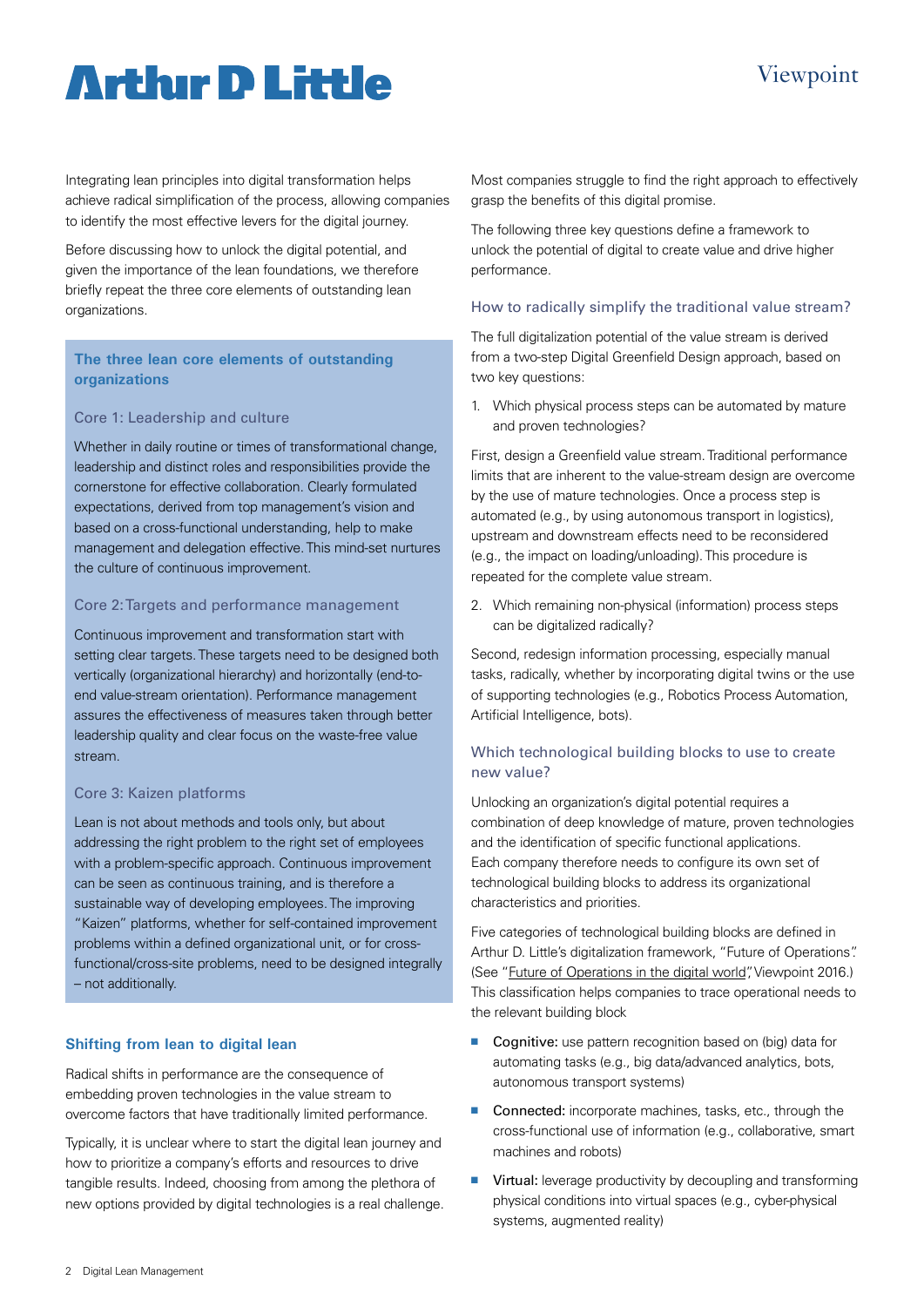Integrating lean principles into digital transformation helps achieve radical simplification of the process, allowing companies to identify the most effective levers for the digital journey.

Before discussing how to unlock the digital potential, and given the importance of the lean foundations, we therefore briefly repeat the three core elements of outstanding lean organizations.

### The three lean core elements of outstanding organizations

#### Core 1: Leadership and culture

Whether in daily routine or times of transformational change, leadership and distinct roles and responsibilities provide the cornerstone for effective collaboration. Clearly formulated expectations, derived from top management's vision and based on a cross-functional understanding, help to make management and delegation effective. This mind-set nurtures the culture of continuous improvement.

#### Core 2: Targets and performance management

Continuous improvement and transformation start with setting clear targets. These targets need to be designed both vertically (organizational hierarchy) and horizontally (end-to-end value-stream orientation). Performance management assures the effectiveness of measures taken through better leadership quality and clear focus on the waste-free value stream.

#### Core 3: Kaizen platforms

Lean is not about methods and tools only, but about addressing the right problem to the right set of employees with a problem-specific approach. Continuous improvement can be seen as continuous training, and is therefore a sustainable way of developing employees. The improving "Kaizen" platforms, whether for self-contained improvement problems within a defined organizational unit, or for cross-functional/cross-site problems, need to be designed integrally – not additionally.

### Shifting from lean to digital lean

Radical shifts in performance are the consequence of embedding proven technologies in the value stream to overcome factors that have traditionally limited performance.

Typically, it is unclear where to start the digital lean journey and how to prioritize a company's efforts and resources to drive tangible results. Indeed, choosing from among the plethora of new options provided by digital technologies is a real challenge. Most companies struggle to find the right approach to effectively grasp the benefits of this digital promise.

The following three key questions define a framework to unlock the potential of digital to create value and drive higher performance.

#### How to radically simplify the traditional value stream?

The full digitalization potential of the value stream is derived from a two-step Digital Greenfield Design approach, based on two key questions:

1. Which physical process steps can be automated by mature and proven technologies?

First, design a Greenfield value stream. Traditional performance limits that are inherent to the value-stream design are overcome by the use of mature technologies. Once a process step is automated (e.g., by using autonomous transport in logistics), upstream and downstream effects need to be reconsidered (e.g., the impact on loading/unloading). This procedure is repeated for the complete value stream.

2. Which remaining non-physical (information) process steps can be digitalized radically?

Second, redesign information processing, especially manual tasks, radically, whether by incorporating digital twins or the use of supporting technologies (e.g., Robotics Process Automation, Artificial Intelligence, bots).

#### Which technological building blocks to use to create new value?

Unlocking an organization's digital potential requires a combination of deep knowledge of mature, proven technologies and the identification of specific functional applications. Each company therefore needs to configure its own set of technological building blocks to address its organizational characteristics and priorities.

Five categories of technological building blocks are defined in Arthur D. Little's digitalization framework, "Future of Operations". (See "Future of Operations in the digital world", Viewpoint 2016.) This classification helps companies to trace operational needs to the relevant building block

- **Cognitive:** use pattern recognition based on (big) data for automating tasks (e.g., big data/advanced analytics, bots, autonomous transport systems)
- **Connected:** incorporate machines, tasks, etc., through the cross-functional use of information (e.g., collaborative, smart machines and robots)
- **Virtual:** leverage productivity by decoupling and transforming physical conditions into virtual spaces (e.g., cyber-physical systems, augmented reality)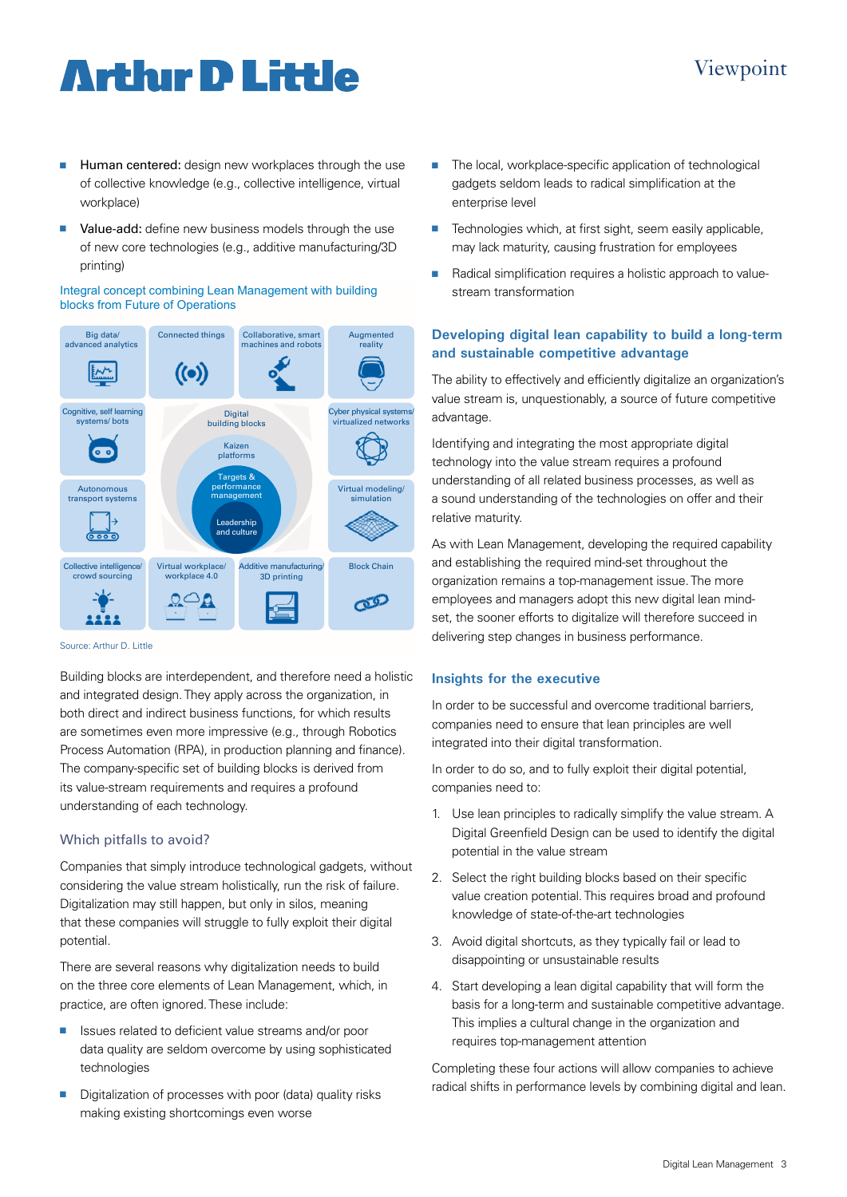- **Human centered:** design new workplaces through the use of collective knowledge (e.g., collective intelligence, virtual workplace)
- **Value-add:** define new business models through the use of new core technologies (e.g., additive manufacturing/3D printing)

Integral concept combining Lean Management with building blocks from Future of Operations

Big data/ advanced analytics | Connected things | Collaborative, smart machines and robots | Augmented reality | Cognitive, self learning systems/ bots | Digital building blocks | Kaizen platforms | Targets & performance management | Leadership and culture | Cyber physical systems/ virtualized networks | Autonomous transport systems | Virtual modeling/ simulation | Collective intelligence/ crowd sourcing | Virtual workplace/ workplace 4.0 | Additive manufacturing/ 3D printing | Block Chain

Source: Arthur D. Little

Building blocks are interdependent, and therefore need a holistic and integrated design. They apply across the organization, in both direct and indirect business functions, for which results are sometimes even more impressive (e.g., through Robotics Process Automation (RPA), in production planning and finance). The company-specific set of building blocks is derived from its value-stream requirements and requires a profound understanding of each technology.

### Which pitfalls to avoid?

Companies that simply introduce technological gadgets, without considering the value stream holistically, run the risk of failure. Digitalization may still happen, but only in silos, meaning that these companies will struggle to fully exploit their digital potential.

There are several reasons why digitalization needs to build on the three core elements of Lean Management, which, in practice, are often ignored. These include:

- Issues related to deficient value streams and/or poor data quality are seldom overcome by using sophisticated technologies
- Digitalization of processes with poor (data) quality risks making existing shortcomings even worse
- The local, workplace-specific application of technological gadgets seldom leads to radical simplification at the enterprise level
- Technologies which, at first sight, seem easily applicable, may lack maturity, causing frustration for employees
- Radical simplification requires a holistic approach to value-stream transformation

## Developing digital lean capability to build a long-term and sustainable competitive advantage

The ability to effectively and efficiently digitalize an organization's value stream is, unquestionably, a source of future competitive advantage.

Identifying and integrating the most appropriate digital technology into the value stream requires a profound understanding of all related business processes, as well as a sound understanding of the technologies on offer and their relative maturity.

As with Lean Management, developing the required capability and establishing the required mind-set throughout the organization remains a top-management issue. The more employees and managers adopt this new digital lean mind-set, the sooner efforts to digitalize will therefore succeed in delivering step changes in business performance.

## Insights for the executive

In order to be successful and overcome traditional barriers, companies need to ensure that lean principles are well integrated into their digital transformation.

In order to do so, and to fully exploit their digital potential, companies need to:

1. Use lean principles to radically simplify the value stream. A Digital Greenfield Design can be used to identify the digital potential in the value stream
2. Select the right building blocks based on their specific value creation potential. This requires broad and profound knowledge of state-of-the-art technologies
3. Avoid digital shortcuts, as they typically fail or lead to disappointing or unsustainable results
4. Start developing a lean digital capability that will form the basis for a long-term and sustainable competitive advantage. This implies a cultural change in the organization and requires top-management attention

Completing these four actions will allow companies to achieve radical shifts in performance levels by combining digital and lean.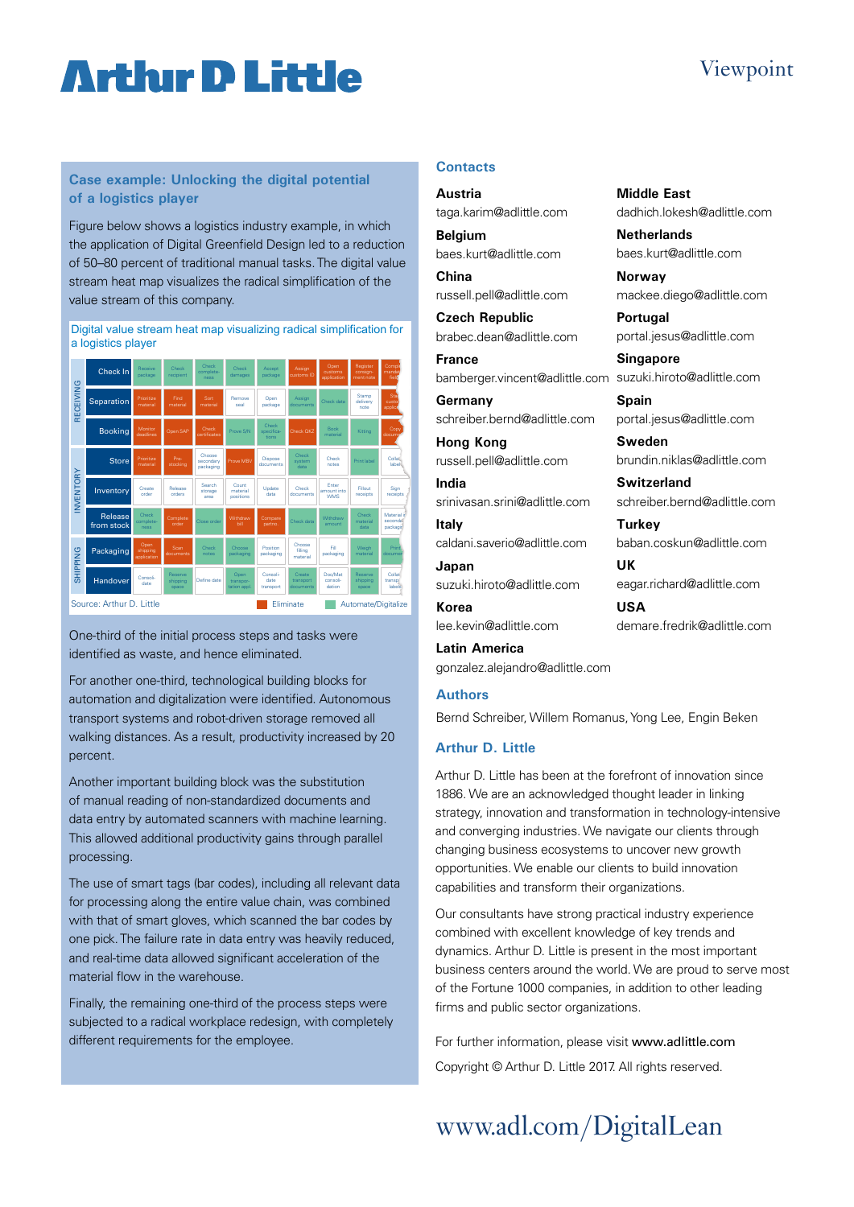## Case example: Unlocking the digital potential of a logistics player

Figure below shows a logistics industry example, in which the application of Digital Greenfield Design led to a reduction of 50–80 percent of traditional manual tasks. The digital value stream heat map visualizes the radical simplification of the value stream of this company.

Digital value stream heat map visualizing radical simplification for a logistics player

RECEIVING: Check In, Separation, Booking

INVENTORY: Store, Inventory, Release from stock

SHIPPING: Packaging, Handover

Eliminate

Automate/Digitalize

Source: Arthur D. Little

One-third of the initial process steps and tasks were identified as waste, and hence eliminated.

For another one-third, technological building blocks for automation and digitalization were identified. Autonomous transport systems and robot-driven storage removed all walking distances. As a result, productivity increased by 20 percent.

Another important building block was the substitution of manual reading of non-standardized documents and data entry by automated scanners with machine learning. This allowed additional productivity gains through parallel processing.

The use of smart tags (bar codes), including all relevant data for processing along the entire value chain, was combined with that of smart gloves, which scanned the bar codes by one pick. The failure rate in data entry was heavily reduced, and real-time data allowed significant acceleration of the material flow in the warehouse.

Finally, the remaining one-third of the process steps were subjected to a radical workplace redesign, with completely different requirements for the employee.

## Contacts

**Austria**
taga.karim@adlittle.com

**Belgium**
baes.kurt@adlittle.com

**China**
russell.pell@adlittle.com

**Czech Republic**
brabec.dean@adlittle.com

**France**
bamberger.vincent@adlittle.com

**Germany**
schreiber.bernd@adlittle.com

**Hong Kong**
russell.pell@adlittle.com

**India**
srinivasan.srini@adlittle.com

**Italy**
caldani.saverio@adlittle.com

**Japan**
suzuki.hiroto@adlittle.com

**Korea**
lee.kevin@adlittle.com

**Latin America**
gonzalez.alejandro@adlittle.com

**Middle East**
dadhich.lokesh@adlittle.com

**Netherlands**
baes.kurt@adlittle.com

**Norway**
mackee.diego@adlittle.com

**Portugal**
portal.jesus@adlittle.com

**Singapore**
suzuki.hiroto@adlittle.com

**Spain**
portal.jesus@adlittle.com

**Sweden**
brundin.niklas@adlittle.com

**Switzerland**
schreiber.bernd@adlittle.com

**Turkey**
baban.coskun@adlittle.com

**UK**
eagar.richard@adlittle.com

**USA**
demare.fredrik@adlittle.com

## Authors

Bernd Schreiber, Willem Romanus, Yong Lee, Engin Beken

## Arthur D. Little

Arthur D. Little has been at the forefront of innovation since 1886. We are an acknowledged thought leader in linking strategy, innovation and transformation in technology-intensive and converging industries. We navigate our clients through changing business ecosystems to uncover new growth opportunities. We enable our clients to build innovation capabilities and transform their organizations.

Our consultants have strong practical industry experience combined with excellent knowledge of key trends and dynamics. Arthur D. Little is present in the most important business centers around the world. We are proud to serve most of the Fortune 1000 companies, in addition to other leading firms and public sector organizations.

For further information, please visit **www.adlittle.com**

Copyright © Arthur D. Little 2017. All rights reserved.

www.adl.com/DigitalLean